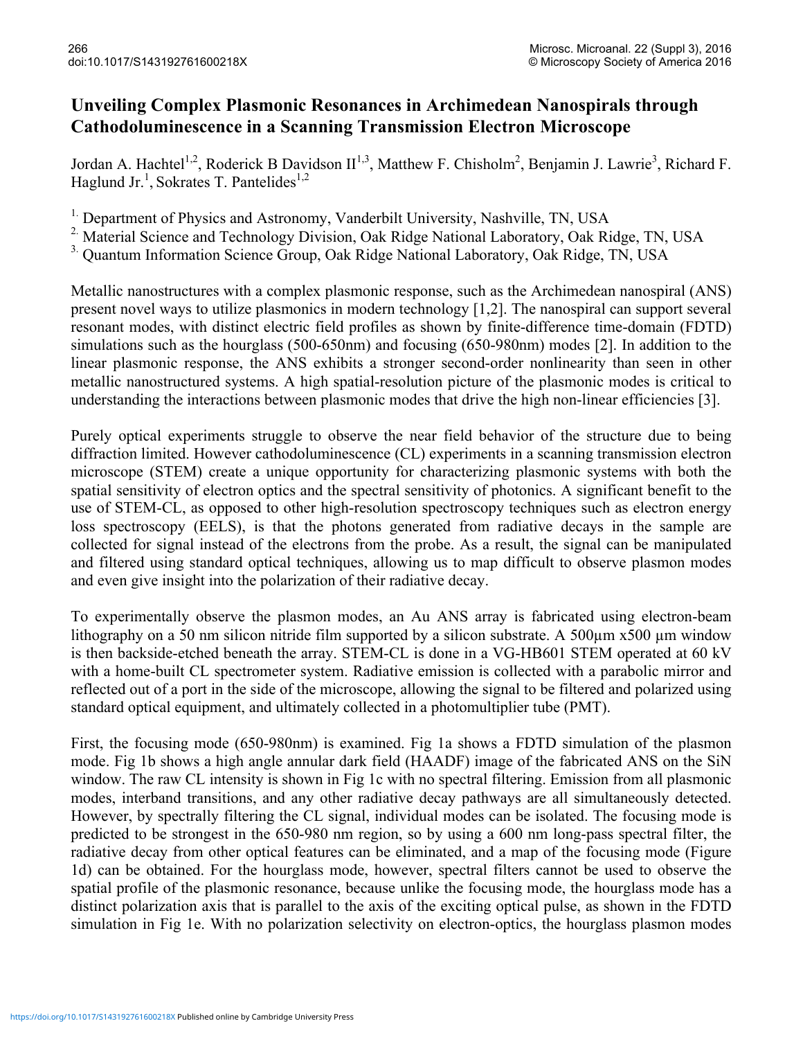# Unveiling Complex Plasmonic Resonances in Archimedean Nanospirals through Cathodoluminescence in a Scanning Transmission Electron Microscope

Jordan A. Hachtel[1,2], Roderick B Davidson II[1,3], Matthew F. Chisholm[2], Benjamin J. Lawrie[3], Richard F. Haglund Jr.[1], Sokrates T. Pantelides[1,2]

[1.] Department of Physics and Astronomy, Vanderbilt University, Nashville, TN, USA

[2.] Material Science and Technology Division, Oak Ridge National Laboratory, Oak Ridge, TN, USA

[3.] Quantum Information Science Group, Oak Ridge National Laboratory, Oak Ridge, TN, USA

Metallic nanostructures with a complex plasmonic response, such as the Archimedean nanospiral (ANS) present novel ways to utilize plasmonics in modern technology [1,2]. The nanospiral can support several resonant modes, with distinct electric field profiles as shown by finite-difference time-domain (FDTD) simulations such as the hourglass (500-650nm) and focusing (650-980nm) modes [2]. In addition to the linear plasmonic response, the ANS exhibits a stronger second-order nonlinearity than seen in other metallic nanostructured systems. A high spatial-resolution picture of the plasmonic modes is critical to understanding the interactions between plasmonic modes that drive the high non-linear efficiencies [3].

Purely optical experiments struggle to observe the near field behavior of the structure due to being diffraction limited. However cathodoluminescence (CL) experiments in a scanning transmission electron microscope (STEM) create a unique opportunity for characterizing plasmonic systems with both the spatial sensitivity of electron optics and the spectral sensitivity of photonics. A significant benefit to the use of STEM-CL, as opposed to other high-resolution spectroscopy techniques such as electron energy loss spectroscopy (EELS), is that the photons generated from radiative decays in the sample are collected for signal instead of the electrons from the probe. As a result, the signal can be manipulated and filtered using standard optical techniques, allowing us to map difficult to observe plasmon modes and even give insight into the polarization of their radiative decay.

To experimentally observe the plasmon modes, an Au ANS array is fabricated using electron-beam lithography on a 50 nm silicon nitride film supported by a silicon substrate. A 500μm x500 μm window is then backside-etched beneath the array. STEM-CL is done in a VG-HB601 STEM operated at 60 kV with a home-built CL spectrometer system. Radiative emission is collected with a parabolic mirror and reflected out of a port in the side of the microscope, allowing the signal to be filtered and polarized using standard optical equipment, and ultimately collected in a photomultiplier tube (PMT).

First, the focusing mode (650-980nm) is examined. Fig 1a shows a FDTD simulation of the plasmon mode. Fig 1b shows a high angle annular dark field (HAADF) image of the fabricated ANS on the SiN window. The raw CL intensity is shown in Fig 1c with no spectral filtering. Emission from all plasmonic modes, interband transitions, and any other radiative decay pathways are all simultaneously detected. However, by spectrally filtering the CL signal, individual modes can be isolated. The focusing mode is predicted to be strongest in the 650-980 nm region, so by using a 600 nm long-pass spectral filter, the radiative decay from other optical features can be eliminated, and a map of the focusing mode (Figure 1d) can be obtained. For the hourglass mode, however, spectral filters cannot be used to observe the spatial profile of the plasmonic resonance, because unlike the focusing mode, the hourglass mode has a distinct polarization axis that is parallel to the axis of the exciting optical pulse, as shown in the FDTD simulation in Fig 1e. With no polarization selectivity on electron-optics, the hourglass plasmon modes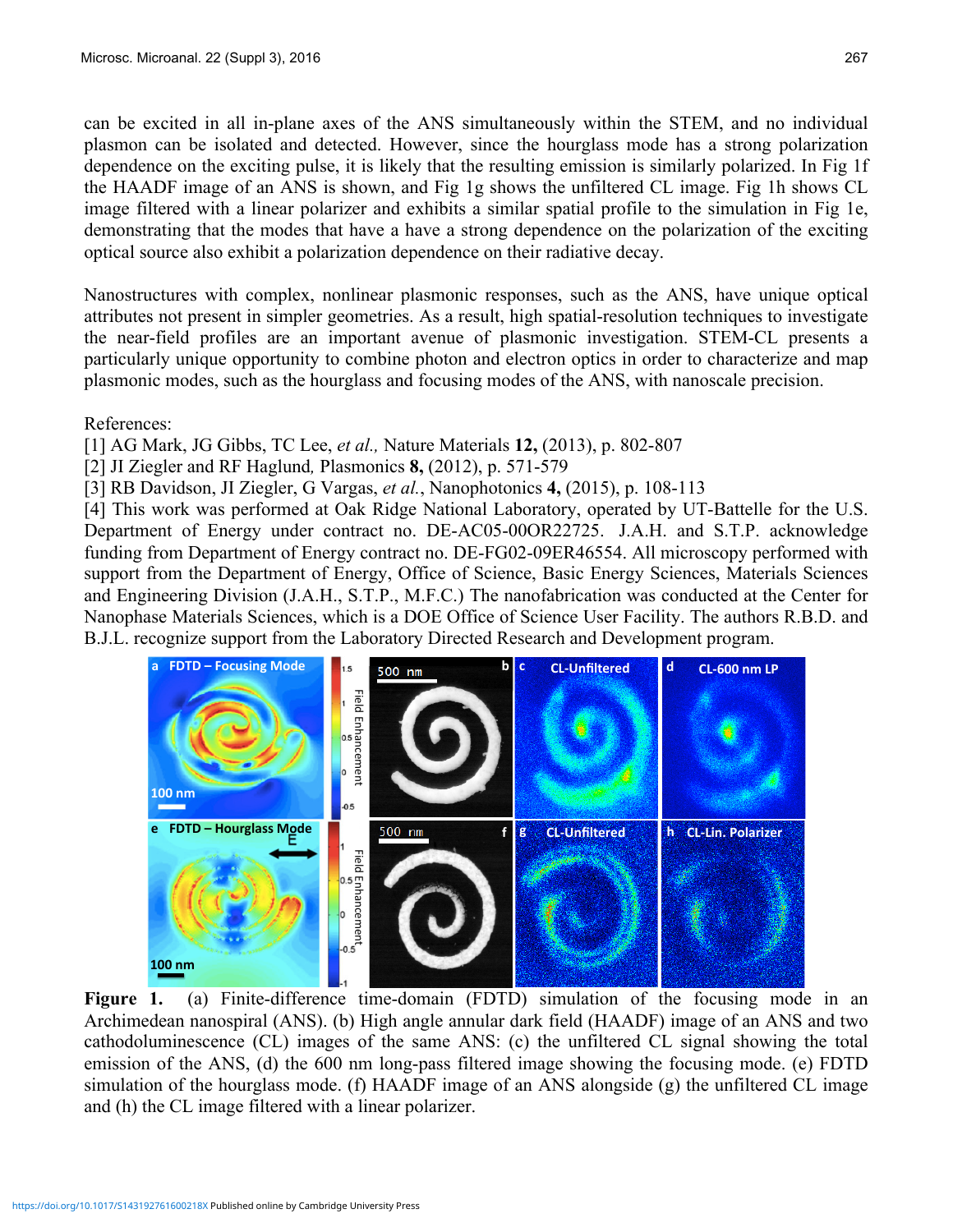can be excited in all in-plane axes of the ANS simultaneously within the STEM, and no individual plasmon can be isolated and detected. However, since the hourglass mode has a strong polarization dependence on the exciting pulse, it is likely that the resulting emission is similarly polarized. In Fig 1f the HAADF image of an ANS is shown, and Fig 1g shows the unfiltered CL image. Fig 1h shows CL image filtered with a linear polarizer and exhibits a similar spatial profile to the simulation in Fig 1e, demonstrating that the modes that have a have a strong dependence on the polarization of the exciting optical source also exhibit a polarization dependence on their radiative decay.

Nanostructures with complex, nonlinear plasmonic responses, such as the ANS, have unique optical attributes not present in simpler geometries. As a result, high spatial-resolution techniques to investigate the near-field profiles are an important avenue of plasmonic investigation. STEM-CL presents a particularly unique opportunity to combine photon and electron optics in order to characterize and map plasmonic modes, such as the hourglass and focusing modes of the ANS, with nanoscale precision.

References:

[1] AG Mark, JG Gibbs, TC Lee, *et al.,* Nature Materials **12,** (2013), p. 802-807

[2] JI Ziegler and RF Haglund*,* Plasmonics **8,** (2012), p. 571-579

[3] RB Davidson, JI Ziegler, G Vargas, *et al.*, Nanophotonics **4,** (2015), p. 108-113

[4] This work was performed at Oak Ridge National Laboratory, operated by UT-Battelle for the U.S. Department of Energy under contract no. DE-AC05-00OR22725. J.A.H. and S.T.P. acknowledge funding from Department of Energy contract no. DE-FG02-09ER46554. All microscopy performed with support from the Department of Energy, Office of Science, Basic Energy Sciences, Materials Sciences and Engineering Division (J.A.H., S.T.P., M.F.C.) The nanofabrication was conducted at the Center for Nanophase Materials Sciences, which is a DOE Office of Science User Facility. The authors R.B.D. and B.J.L. recognize support from the Laboratory Directed Research and Development program.

a FDTD – Focusing Mode
100 nm
1.5
1
0.5
0
-0.5
Field Enhancement
500 nm
b
c CL-Unfiltered
d CL-600 nm LP
e FDTD – Hourglass Mode
E
100 nm
1
0.5
0
-0.5
-1
Field Enhancement
500 nm
f
g CL-Unfiltered
h CL-Lin. Polarizer

**Figure 1.** (a) Finite-difference time-domain (FDTD) simulation of the focusing mode in an Archimedean nanospiral (ANS). (b) High angle annular dark field (HAADF) image of an ANS and two cathodoluminescence (CL) images of the same ANS: (c) the unfiltered CL signal showing the total emission of the ANS, (d) the 600 nm long-pass filtered image showing the focusing mode. (e) FDTD simulation of the hourglass mode. (f) HAADF image of an ANS alongside (g) the unfiltered CL image and (h) the CL image filtered with a linear polarizer.